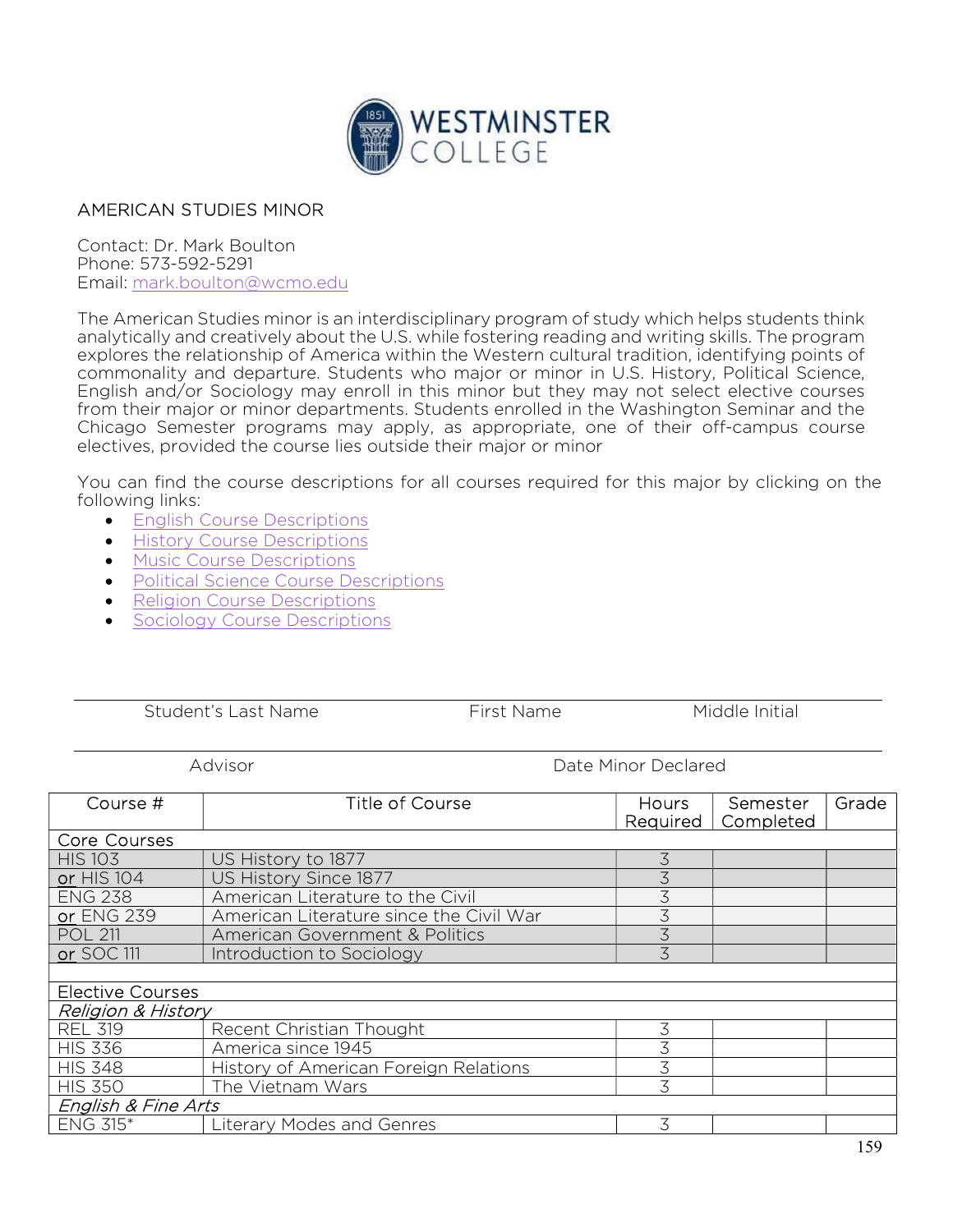# AMERICAN STUDIES MINOR

Contact: Dr. Mark Boulton
Phone: 573-592-5291
Email: mark.boulton@wcmo.edu

The American Studies minor is an interdisciplinary program of study which helps students think analytically and creatively about the U.S. while fostering reading and writing skills. The program explores the relationship of America within the Western cultural tradition, identifying points of commonality and departure. Students who major or minor in U.S. History, Political Science, English and/or Sociology may enroll in this minor but they may not select elective courses from their major or minor departments. Students enrolled in the Washington Seminar and the Chicago Semester programs may apply, as appropriate, one of their off-campus course electives, provided the course lies outside their major or minor

You can find the course descriptions for all courses required for this major by clicking on the following links:

- English Course Descriptions
- History Course Descriptions
- Music Course Descriptions
- Political Science Course Descriptions
- Religion Course Descriptions
- Sociology Course Descriptions

Student's Last Name ____ First Name ____ Middle Initial ____

Advisor ____ Date Minor Declared ____

| Course # | Title of Course | Hours Required | Semester Completed | Grade |
|---|---|---|---|---|
| Core Courses | | | | |
| HIS 103 | US History to 1877 | 3 | | |
| or HIS 104 | US History Since 1877 | 3 | | |
| ENG 238 | American Literature to the Civil | 3 | | |
| or ENG 239 | American Literature since the Civil War | 3 | | |
| POL 211 | American Government & Politics | 3 | | |
| or SOC 111 | Introduction to Sociology | 3 | | |
| | | | | |
| Elective Courses | | | | |
| *Religion & History* | | | | |
| REL 319 | Recent Christian Thought | 3 | | |
| HIS 336 | America since 1945 | 3 | | |
| HIS 348 | History of American Foreign Relations | 3 | | |
| HIS 350 | The Vietnam Wars | 3 | | |
| *English & Fine Arts* | | | | |
| ENG 315* | Literary Modes and Genres | 3 | | |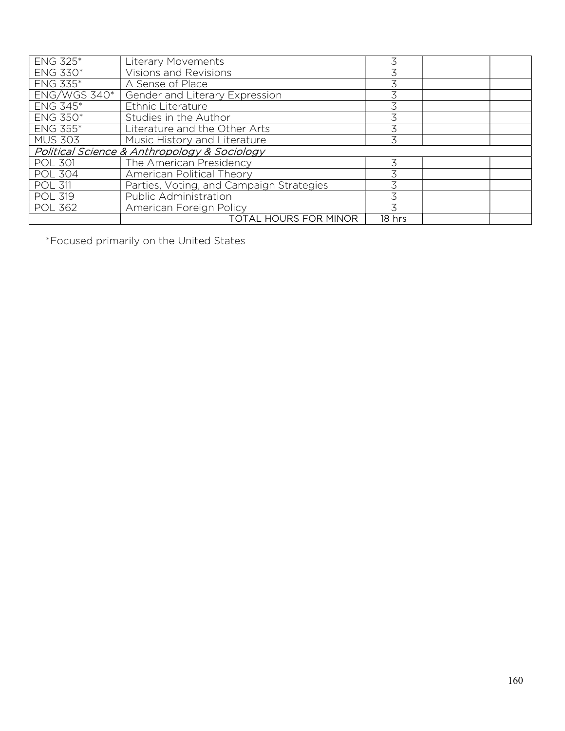| | | | | |
|---|---|---|---|---|
| ENG 325* | Literary Movements | 3 | | |
| ENG 330* | Visions and Revisions | 3 | | |
| ENG 335* | A Sense of Place | 3 | | |
| ENG/WGS 340* | Gender and Literary Expression | 3 | | |
| ENG 345* | Ethnic Literature | 3 | | |
| ENG 350* | Studies in the Author | 3 | | |
| ENG 355* | Literature and the Other Arts | 3 | | |
| MUS 303 | Music History and Literature | 3 | | |
| *Political Science & Anthropology & Sociology* | | | | |
| POL 301 | The American Presidency | 3 | | |
| POL 304 | American Political Theory | 3 | | |
| POL 311 | Parties, Voting, and Campaign Strategies | 3 | | |
| POL 319 | Public Administration | 3 | | |
| POL 362 | American Foreign Policy | 3 | | |
| | TOTAL HOURS FOR MINOR | 18 hrs | | |

*Focused primarily on the United States